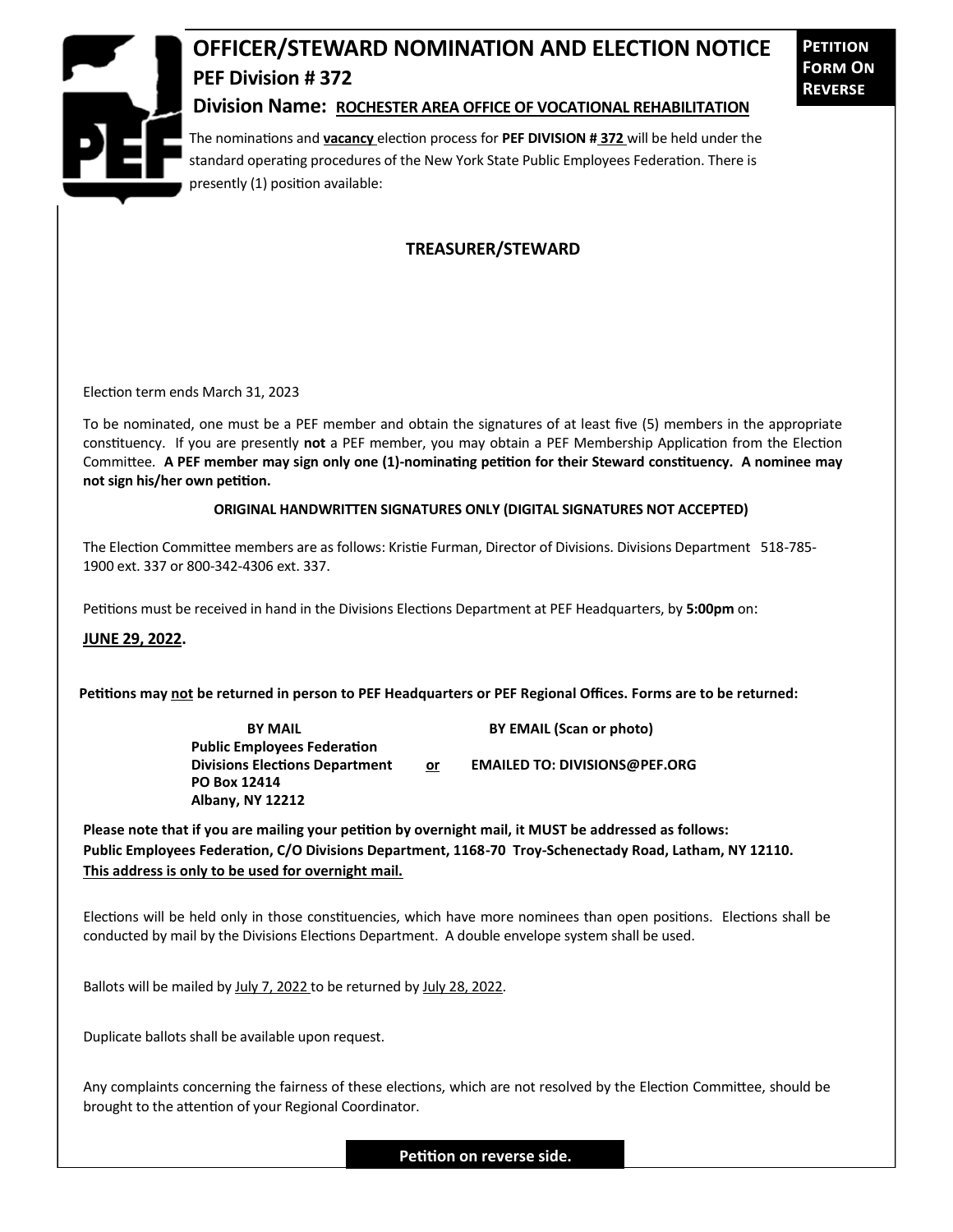# OFFICER/STEWARD NOMINATION AND ELECTION NOTICE

**Petition Form On Reverse**

## PEF Division # 372

### Division Name: ROCHESTER AREA OFFICE OF VOCATIONAL REHABILITATION

The nominations and **vacancy** election process for **PEF DIVISION # 372** will be held under the standard operating procedures of the New York State Public Employees Federation. There is presently (1) position available:

**TREASURER/STEWARD**

Election term ends March 31, 2023

To be nominated, one must be a PEF member and obtain the signatures of at least five (5) members in the appropriate constituency. If you are presently **not** a PEF member, you may obtain a PEF Membership Application from the Election Committee. **A PEF member may sign only one (1)-nominating petition for their Steward constituency. A nominee may not sign his/her own petition.**

**ORIGINAL HANDWRITTEN SIGNATURES ONLY (DIGITAL SIGNATURES NOT ACCEPTED)**

The Election Committee members are as follows: Kristie Furman, Director of Divisions. Divisions Department 518-785-1900 ext. 337 or 800-342-4306 ext. 337.

Petitions must be received in hand in the Divisions Elections Department at PEF Headquarters, by **5:00pm** on:

**JUNE 29, 2022.**

**Petitions may not be returned in person to PEF Headquarters or PEF Regional Offices. Forms are to be returned:**

**BY MAIL**
**Public Employees Federation**
**Divisions Elections Department**
**PO Box 12414**
**Albany, NY 12212**

**or**

**BY EMAIL (Scan or photo)**
**EMAILED TO: DIVISIONS@PEF.ORG**

**Please note that if you are mailing your petition by overnight mail, it MUST be addressed as follows: Public Employees Federation, C/O Divisions Department, 1168-70 Troy-Schenectady Road, Latham, NY 12110. This address is only to be used for overnight mail.**

Elections will be held only in those constituencies, which have more nominees than open positions. Elections shall be conducted by mail by the Divisions Elections Department. A double envelope system shall be used.

Ballots will be mailed by July 7, 2022 to be returned by July 28, 2022.

Duplicate ballots shall be available upon request.

Any complaints concerning the fairness of these elections, which are not resolved by the Election Committee, should be brought to the attention of your Regional Coordinator.

**Petition on reverse side.**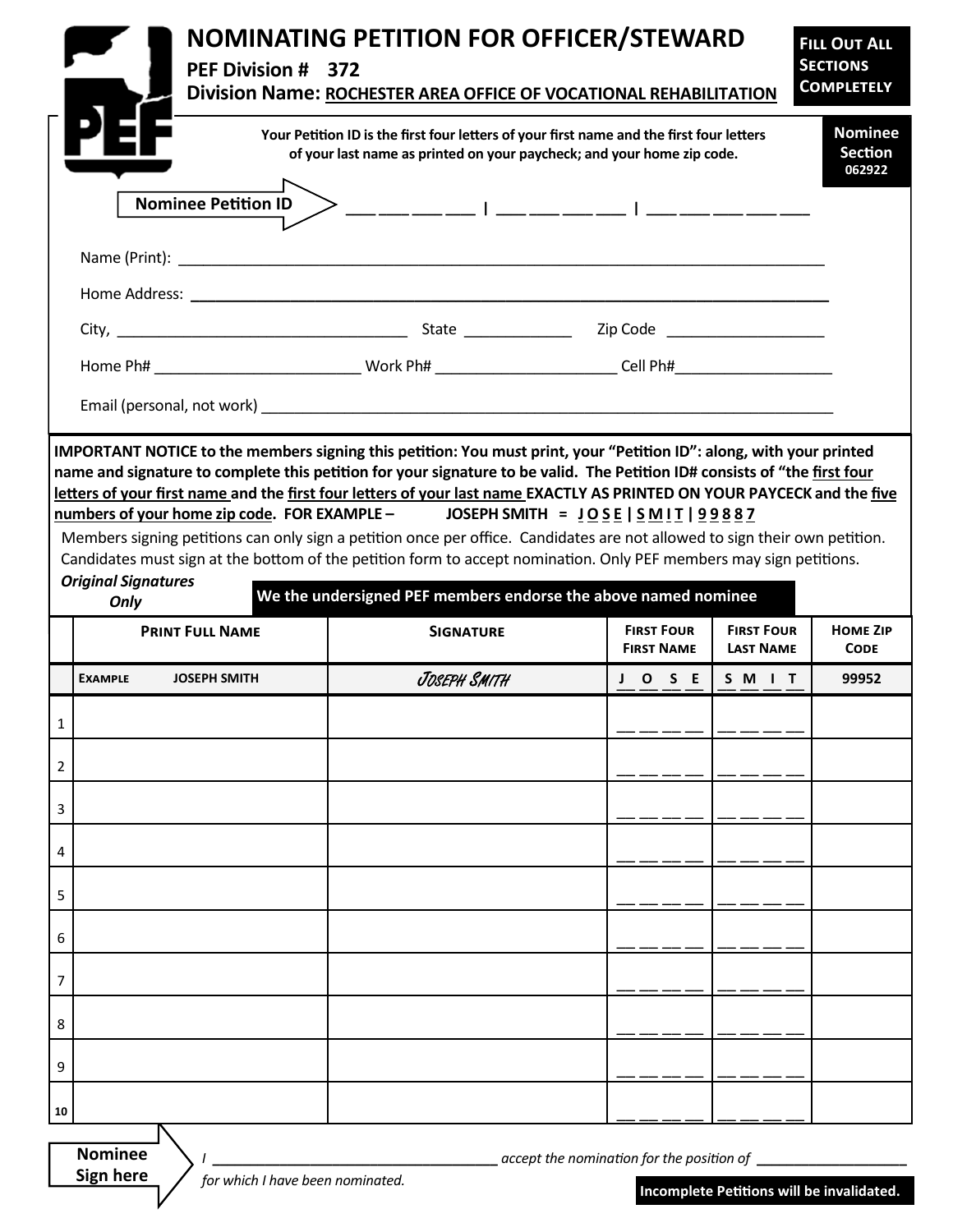# NOMINATING PETITION FOR OFFICER/STEWARD

**PEF Division # 372**

**Division Name:** **ROCHESTER AREA OFFICE OF VOCATIONAL REHABILITATION**

**FILL OUT ALL SECTIONS COMPLETELY**

**Nominee Section**
**062922**

**Your Petition ID is the first four letters of your first name and the first four letters of your last name as printed on your paycheck; and your home zip code.**

**Nominee Petition ID** ___ ___ ___ ___ | ___ ___ ___ ___ | ___ ___ ___ ___ ___

Name (Print): ______________________________________________

Home Address: ______________________________________________

City, ______________________ State ____________ Zip Code ________________

Home Ph# ____________________ Work Ph# ____________________ Cell Ph# ________________

Email (personal, not work) ______________________________________________

**IMPORTANT NOTICE to the members signing this petition: You must print, your "Petition ID": along, with your printed name and signature to complete this petition for your signature to be valid. The Petition ID# consists of "the first four letters of your first name and the first four letters of your last name EXACTLY AS PRINTED ON YOUR PAYCECK and the five numbers of your home zip code. FOR EXAMPLE – JOSEPH SMITH = J O S E | S M I T | 9 9 8 8 7**

Members signing petitions can only sign a petition once per office. Candidates are not allowed to sign their own petition. Candidates must sign at the bottom of the petition form to accept nomination. Only PEF members may sign petitions.

***Original Signatures Only***

**We the undersigned PEF members endorse the above named nominee**

| | PRINT FULL NAME | SIGNATURE | FIRST FOUR FIRST NAME | FIRST FOUR LAST NAME | HOME ZIP CODE |
|---|---|---|---|---|---|
| | EXAMPLE JOSEPH SMITH | *Joseph Smith* | J O S E | S M I T | 99952 |
| 1 | | | __ __ __ __ | __ __ __ __ | |
| 2 | | | __ __ __ __ | __ __ __ __ | |
| 3 | | | __ __ __ __ | __ __ __ __ | |
| 4 | | | __ __ __ __ | __ __ __ __ | |
| 5 | | | __ __ __ __ | __ __ __ __ | |
| 6 | | | __ __ __ __ | __ __ __ __ | |
| 7 | | | __ __ __ __ | __ __ __ __ | |
| 8 | | | __ __ __ __ | __ __ __ __ | |
| 9 | | | __ __ __ __ | __ __ __ __ | |
| 10 | | | __ __ __ __ | __ __ __ __ | |

**Nominee Sign here**

*I ______________________________ accept the nomination for the position of ________________ for which I have been nominated.*

**Incomplete Petitions will be invalidated.**